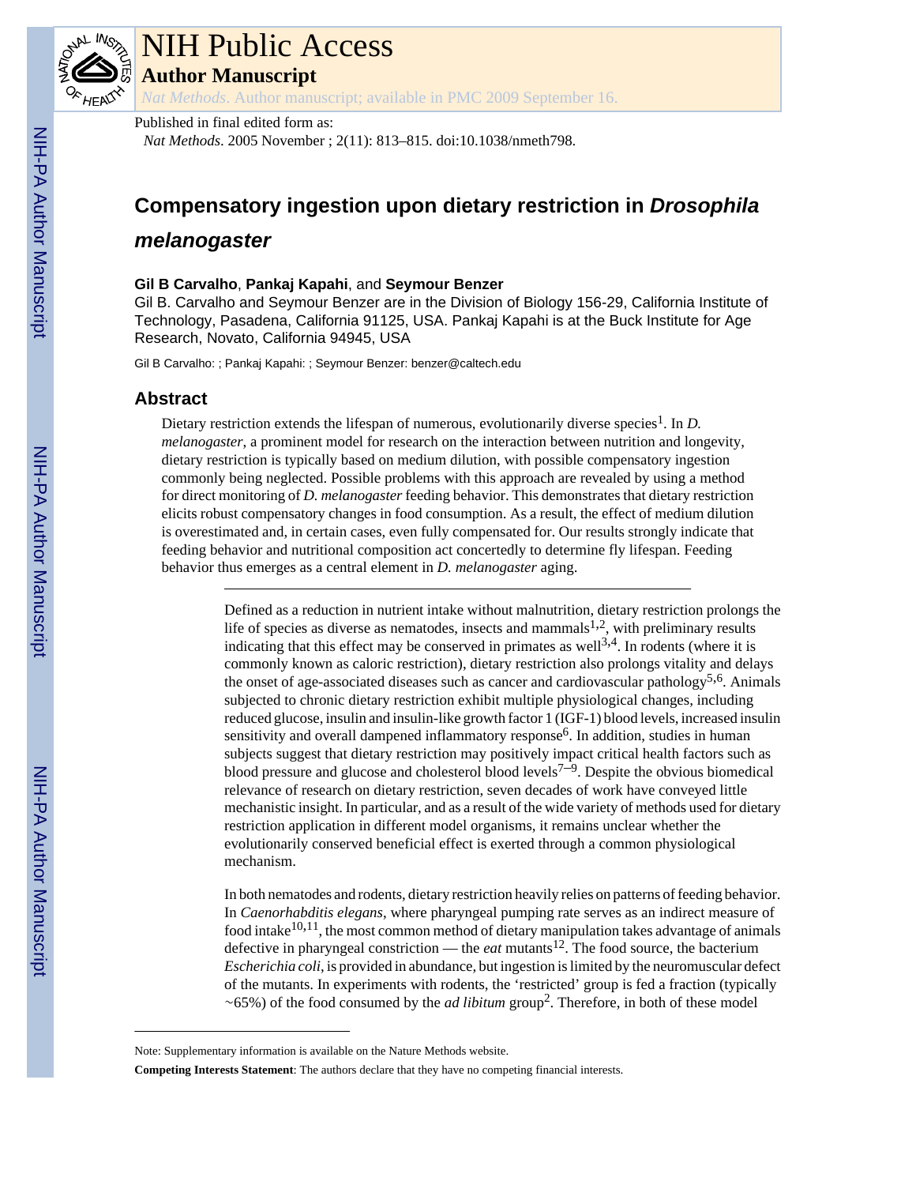# NIH Public Access

## Author Manuscript

*Nat Methods*. Author manuscript; available in PMC 2009 September 16.

Published in final edited form as:
*Nat Methods*. 2005 November ; 2(11): 813–815. doi:10.1038/nmeth798.

# Compensatory ingestion upon dietary restriction in *Drosophila melanogaster*

**Gil B Carvalho**, **Pankaj Kapahi**, and **Seymour Benzer**

Gil B. Carvalho and Seymour Benzer are in the Division of Biology 156-29, California Institute of Technology, Pasadena, California 91125, USA. Pankaj Kapahi is at the Buck Institute for Age Research, Novato, California 94945, USA

Gil B Carvalho: ; Pankaj Kapahi: ; Seymour Benzer: benzer@caltech.edu

## Abstract

Dietary restriction extends the lifespan of numerous, evolutionarily diverse species[1]. In *D. melanogaster*, a prominent model for research on the interaction between nutrition and longevity, dietary restriction is typically based on medium dilution, with possible compensatory ingestion commonly being neglected. Possible problems with this approach are revealed by using a method for direct monitoring of *D. melanogaster* feeding behavior. This demonstrates that dietary restriction elicits robust compensatory changes in food consumption. As a result, the effect of medium dilution is overestimated and, in certain cases, even fully compensated for. Our results strongly indicate that feeding behavior and nutritional composition act concertedly to determine fly lifespan. Feeding behavior thus emerges as a central element in *D. melanogaster* aging.

---

Defined as a reduction in nutrient intake without malnutrition, dietary restriction prolongs the life of species as diverse as nematodes, insects and mammals[1,2], with preliminary results indicating that this effect may be conserved in primates as well[3,4]. In rodents (where it is commonly known as caloric restriction), dietary restriction also prolongs vitality and delays the onset of age-associated diseases such as cancer and cardiovascular pathology[5,6]. Animals subjected to chronic dietary restriction exhibit multiple physiological changes, including reduced glucose, insulin and insulin-like growth factor 1 (IGF-1) blood levels, increased insulin sensitivity and overall dampened inflammatory response[6]. In addition, studies in human subjects suggest that dietary restriction may positively impact critical health factors such as blood pressure and glucose and cholesterol blood levels[7–9]. Despite the obvious biomedical relevance of research on dietary restriction, seven decades of work have conveyed little mechanistic insight. In particular, and as a result of the wide variety of methods used for dietary restriction application in different model organisms, it remains unclear whether the evolutionarily conserved beneficial effect is exerted through a common physiological mechanism.

In both nematodes and rodents, dietary restriction heavily relies on patterns of feeding behavior. In *Caenorhabditis elegans*, where pharyngeal pumping rate serves as an indirect measure of food intake[10,11], the most common method of dietary manipulation takes advantage of animals defective in pharyngeal constriction — the *eat* mutants[12]. The food source, the bacterium *Escherichia coli*, is provided in abundance, but ingestion is limited by the neuromuscular defect of the mutants. In experiments with rodents, the 'restricted' group is fed a fraction (typically ~65%) of the food consumed by the *ad libitum* group[2]. Therefore, in both of these model

---

Note: Supplementary information is available on the Nature Methods website.

**Competing Interests Statement**: The authors declare that they have no competing financial interests.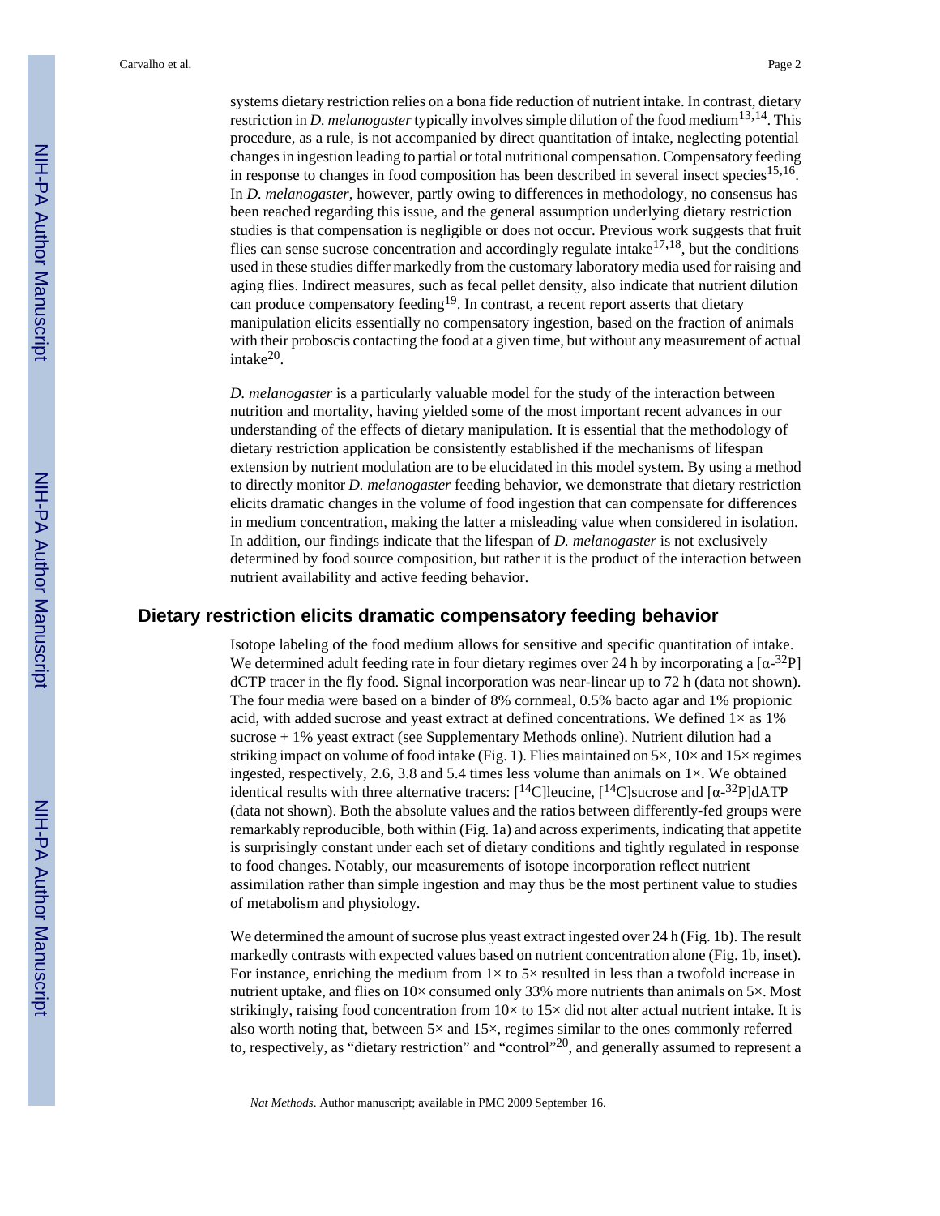systems dietary restriction relies on a bona fide reduction of nutrient intake. In contrast, dietary restriction in *D. melanogaster* typically involves simple dilution of the food medium[13,14]. This procedure, as a rule, is not accompanied by direct quantitation of intake, neglecting potential changes in ingestion leading to partial or total nutritional compensation. Compensatory feeding in response to changes in food composition has been described in several insect species[15,16]. In *D. melanogaster*, however, partly owing to differences in methodology, no consensus has been reached regarding this issue, and the general assumption underlying dietary restriction studies is that compensation is negligible or does not occur. Previous work suggests that fruit flies can sense sucrose concentration and accordingly regulate intake[17,18], but the conditions used in these studies differ markedly from the customary laboratory media used for raising and aging flies. Indirect measures, such as fecal pellet density, also indicate that nutrient dilution can produce compensatory feeding[19]. In contrast, a recent report asserts that dietary manipulation elicits essentially no compensatory ingestion, based on the fraction of animals with their proboscis contacting the food at a given time, but without any measurement of actual intake[20].

*D. melanogaster* is a particularly valuable model for the study of the interaction between nutrition and mortality, having yielded some of the most important recent advances in our understanding of the effects of dietary manipulation. It is essential that the methodology of dietary restriction application be consistently established if the mechanisms of lifespan extension by nutrient modulation are to be elucidated in this model system. By using a method to directly monitor *D. melanogaster* feeding behavior, we demonstrate that dietary restriction elicits dramatic changes in the volume of food ingestion that can compensate for differences in medium concentration, making the latter a misleading value when considered in isolation. In addition, our findings indicate that the lifespan of *D. melanogaster* is not exclusively determined by food source composition, but rather it is the product of the interaction between nutrient availability and active feeding behavior.

## Dietary restriction elicits dramatic compensatory feeding behavior

Isotope labeling of the food medium allows for sensitive and specific quantitation of intake. We determined adult feeding rate in four dietary regimes over 24 h by incorporating a [$\alpha$-$^{32}$P] dCTP tracer in the fly food. Signal incorporation was near-linear up to 72 h (data not shown). The four media were based on a binder of 8% cornmeal, 0.5% bacto agar and 1% propionic acid, with added sucrose and yeast extract at defined concentrations. We defined 1× as 1% sucrose + 1% yeast extract (see Supplementary Methods online). Nutrient dilution had a striking impact on volume of food intake (Fig. 1). Flies maintained on 5×, 10× and 15× regimes ingested, respectively, 2.6, 3.8 and 5.4 times less volume than animals on 1×. We obtained identical results with three alternative tracers: [$^{14}$C]leucine, [$^{14}$C]sucrose and [$\alpha$-$^{32}$P]dATP (data not shown). Both the absolute values and the ratios between differently-fed groups were remarkably reproducible, both within (Fig. 1a) and across experiments, indicating that appetite is surprisingly constant under each set of dietary conditions and tightly regulated in response to food changes. Notably, our measurements of isotope incorporation reflect nutrient assimilation rather than simple ingestion and may thus be the most pertinent value to studies of metabolism and physiology.

We determined the amount of sucrose plus yeast extract ingested over 24 h (Fig. 1b). The result markedly contrasts with expected values based on nutrient concentration alone (Fig. 1b, inset). For instance, enriching the medium from 1× to 5× resulted in less than a twofold increase in nutrient uptake, and flies on 10× consumed only 33% more nutrients than animals on 5×. Most strikingly, raising food concentration from 10× to 15× did not alter actual nutrient intake. It is also worth noting that, between 5× and 15×, regimes similar to the ones commonly referred to, respectively, as "dietary restriction" and "control"[20], and generally assumed to represent a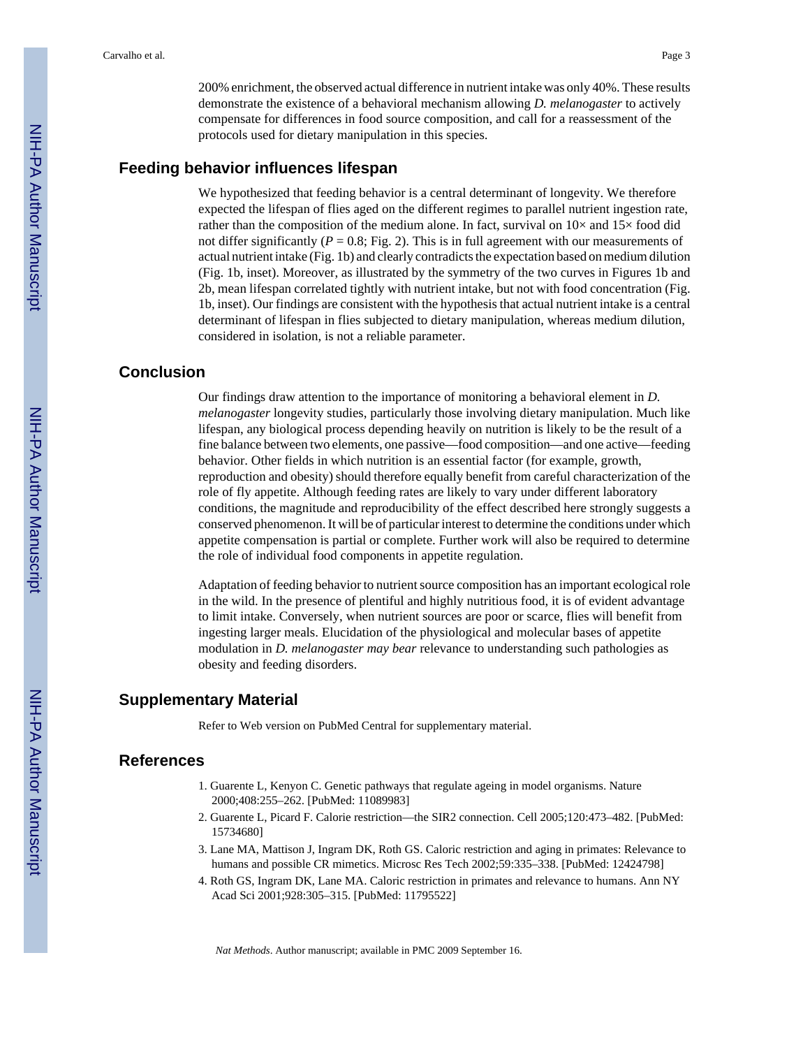200% enrichment, the observed actual difference in nutrient intake was only 40%. These results demonstrate the existence of a behavioral mechanism allowing *D. melanogaster* to actively compensate for differences in food source composition, and call for a reassessment of the protocols used for dietary manipulation in this species.

## Feeding behavior influences lifespan

We hypothesized that feeding behavior is a central determinant of longevity. We therefore expected the lifespan of flies aged on the different regimes to parallel nutrient ingestion rate, rather than the composition of the medium alone. In fact, survival on 10× and 15× food did not differ significantly ($P = 0.8$; Fig. 2). This is in full agreement with our measurements of actual nutrient intake (Fig. 1b) and clearly contradicts the expectation based on medium dilution (Fig. 1b, inset). Moreover, as illustrated by the symmetry of the two curves in Figures 1b and 2b, mean lifespan correlated tightly with nutrient intake, but not with food concentration (Fig. 1b, inset). Our findings are consistent with the hypothesis that actual nutrient intake is a central determinant of lifespan in flies subjected to dietary manipulation, whereas medium dilution, considered in isolation, is not a reliable parameter.

## Conclusion

Our findings draw attention to the importance of monitoring a behavioral element in *D. melanogaster* longevity studies, particularly those involving dietary manipulation. Much like lifespan, any biological process depending heavily on nutrition is likely to be the result of a fine balance between two elements, one passive—food composition—and one active—feeding behavior. Other fields in which nutrition is an essential factor (for example, growth, reproduction and obesity) should therefore equally benefit from careful characterization of the role of fly appetite. Although feeding rates are likely to vary under different laboratory conditions, the magnitude and reproducibility of the effect described here strongly suggests a conserved phenomenon. It will be of particular interest to determine the conditions under which appetite compensation is partial or complete. Further work will also be required to determine the role of individual food components in appetite regulation.

Adaptation of feeding behavior to nutrient source composition has an important ecological role in the wild. In the presence of plentiful and highly nutritious food, it is of evident advantage to limit intake. Conversely, when nutrient sources are poor or scarce, flies will benefit from ingesting larger meals. Elucidation of the physiological and molecular bases of appetite modulation in *D. melanogaster may bear* relevance to understanding such pathologies as obesity and feeding disorders.

## Supplementary Material

Refer to Web version on PubMed Central for supplementary material.

## References

1. Guarente L, Kenyon C. Genetic pathways that regulate ageing in model organisms. Nature 2000;408:255–262. [PubMed: 11089983]
2. Guarente L, Picard F. Calorie restriction—the SIR2 connection. Cell 2005;120:473–482. [PubMed: 15734680]
3. Lane MA, Mattison J, Ingram DK, Roth GS. Caloric restriction and aging in primates: Relevance to humans and possible CR mimetics. Microsc Res Tech 2002;59:335–338. [PubMed: 12424798]
4. Roth GS, Ingram DK, Lane MA. Caloric restriction in primates and relevance to humans. Ann NY Acad Sci 2001;928:305–315. [PubMed: 11795522]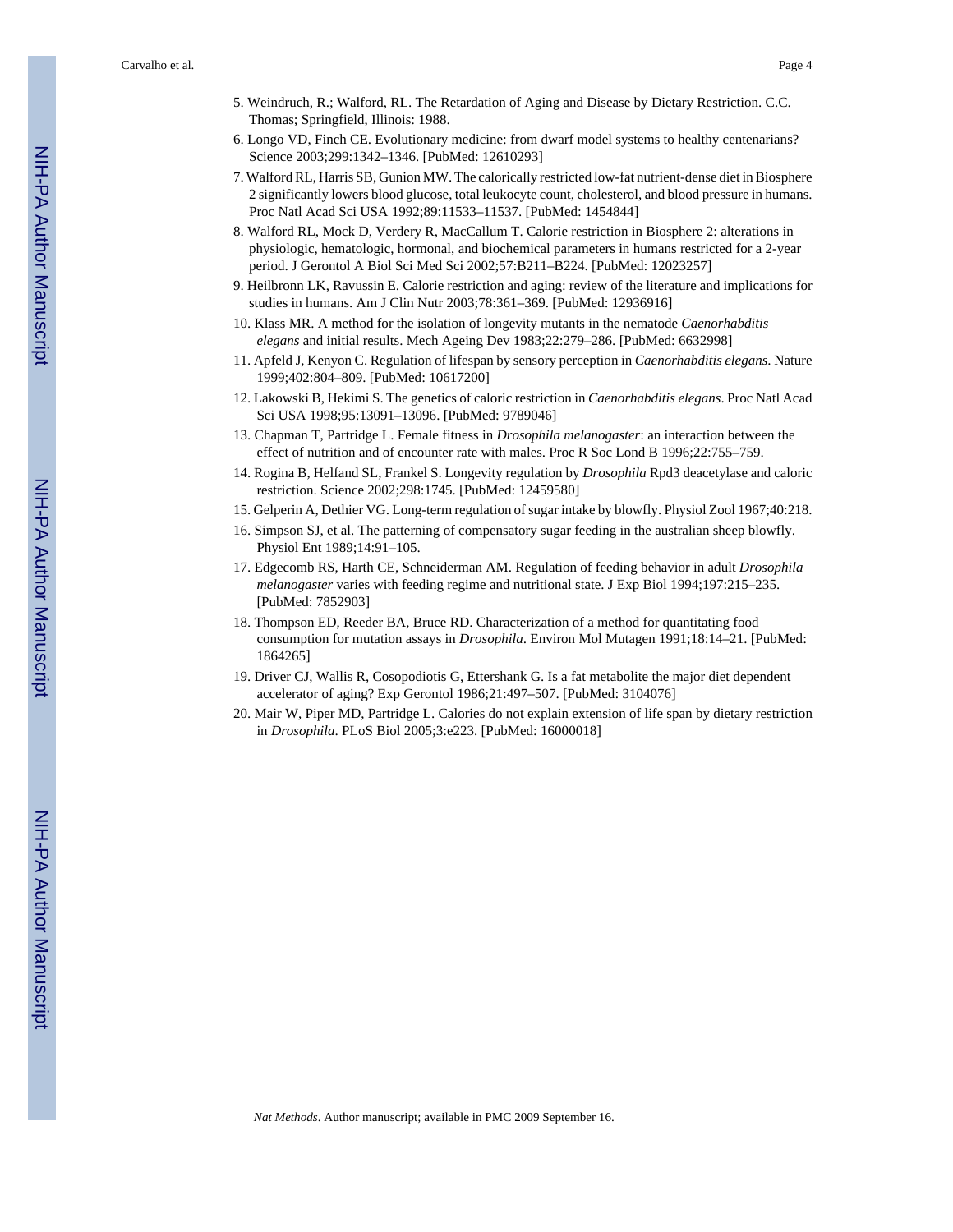5. Weindruch, R.; Walford, RL. The Retardation of Aging and Disease by Dietary Restriction. C.C. Thomas; Springfield, Illinois: 1988.
6. Longo VD, Finch CE. Evolutionary medicine: from dwarf model systems to healthy centenarians? Science 2003;299:1342–1346. [PubMed: 12610293]
7. Walford RL, Harris SB, Gunion MW. The calorically restricted low-fat nutrient-dense diet in Biosphere 2 significantly lowers blood glucose, total leukocyte count, cholesterol, and blood pressure in humans. Proc Natl Acad Sci USA 1992;89:11533–11537. [PubMed: 1454844]
8. Walford RL, Mock D, Verdery R, MacCallum T. Calorie restriction in Biosphere 2: alterations in physiologic, hematologic, hormonal, and biochemical parameters in humans restricted for a 2-year period. J Gerontol A Biol Sci Med Sci 2002;57:B211–B224. [PubMed: 12023257]
9. Heilbronn LK, Ravussin E. Calorie restriction and aging: review of the literature and implications for studies in humans. Am J Clin Nutr 2003;78:361–369. [PubMed: 12936916]
10. Klass MR. A method for the isolation of longevity mutants in the nematode *Caenorhabditis elegans* and initial results. Mech Ageing Dev 1983;22:279–286. [PubMed: 6632998]
11. Apfeld J, Kenyon C. Regulation of lifespan by sensory perception in *Caenorhabditis elegans*. Nature 1999;402:804–809. [PubMed: 10617200]
12. Lakowski B, Hekimi S. The genetics of caloric restriction in *Caenorhabditis elegans*. Proc Natl Acad Sci USA 1998;95:13091–13096. [PubMed: 9789046]
13. Chapman T, Partridge L. Female fitness in *Drosophila melanogaster*: an interaction between the effect of nutrition and of encounter rate with males. Proc R Soc Lond B 1996;22:755–759.
14. Rogina B, Helfand SL, Frankel S. Longevity regulation by *Drosophila* Rpd3 deacetylase and caloric restriction. Science 2002;298:1745. [PubMed: 12459580]
15. Gelperin A, Dethier VG. Long-term regulation of sugar intake by blowfly. Physiol Zool 1967;40:218.
16. Simpson SJ, et al. The patterning of compensatory sugar feeding in the australian sheep blowfly. Physiol Ent 1989;14:91–105.
17. Edgecomb RS, Harth CE, Schneiderman AM. Regulation of feeding behavior in adult *Drosophila melanogaster* varies with feeding regime and nutritional state. J Exp Biol 1994;197:215–235. [PubMed: 7852903]
18. Thompson ED, Reeder BA, Bruce RD. Characterization of a method for quantitating food consumption for mutation assays in *Drosophila*. Environ Mol Mutagen 1991;18:14–21. [PubMed: 1864265]
19. Driver CJ, Wallis R, Cosopodiotis G, Ettershank G. Is a fat metabolite the major diet dependent accelerator of aging? Exp Gerontol 1986;21:497–507. [PubMed: 3104076]
20. Mair W, Piper MD, Partridge L. Calories do not explain extension of life span by dietary restriction in *Drosophila*. PLoS Biol 2005;3:e223. [PubMed: 16000018]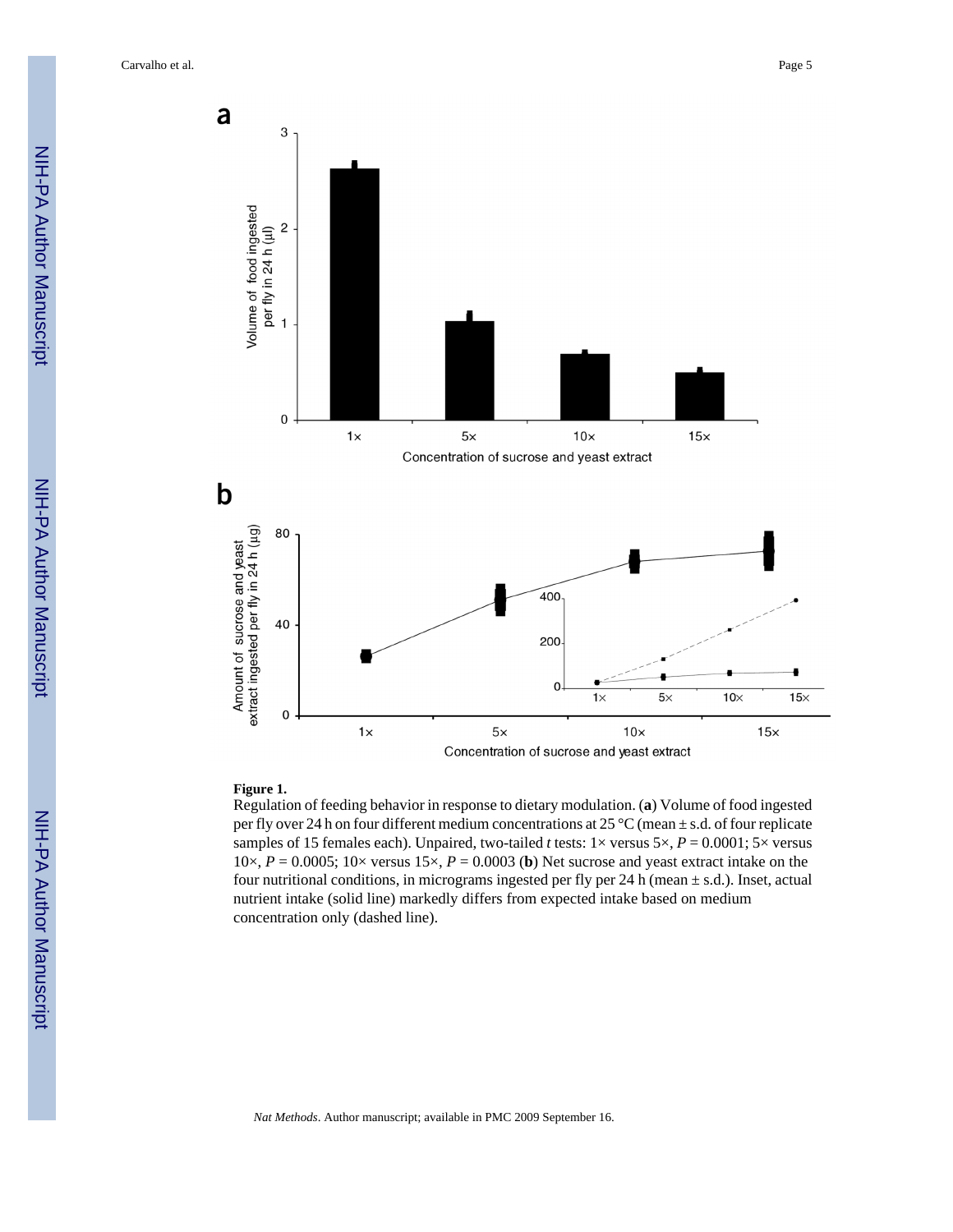**Figure 1.**

Regulation of feeding behavior in response to dietary modulation. (**a**) Volume of food ingested per fly over 24 h on four different medium concentrations at 25 °C (mean ± s.d. of four replicate samples of 15 females each). Unpaired, two-tailed *t* tests: 1× versus 5×, $P = 0.0001$; 5× versus 10×, $P = 0.0005$; 10× versus 15×, $P = 0.0003$ (**b**) Net sucrose and yeast extract intake on the four nutritional conditions, in micrograms ingested per fly per 24 h (mean ± s.d.). Inset, actual nutrient intake (solid line) markedly differs from expected intake based on medium concentration only (dashed line).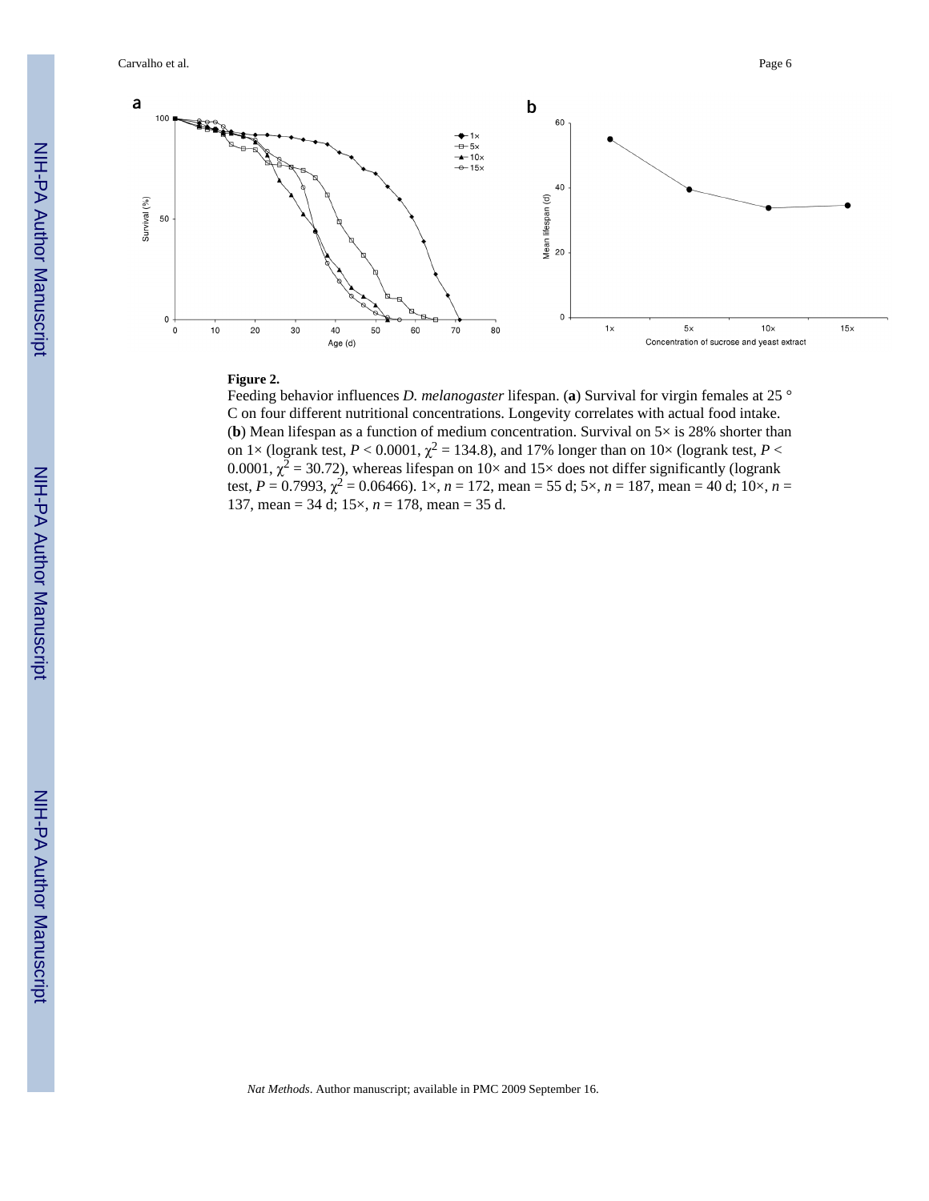a

100

50

0

Survival (%)

0 10 20 30 40 50 60 70 80

Age (d)

1×
5×
10×
15×

b

60

40

20

0

Mean lifespan (d)

1× 5× 10× 15×

Concentration of sucrose and yeast extract

**Figure 2.**

Feeding behavior influences *D. melanogaster* lifespan. (**a**) Survival for virgin females at 25 °C on four different nutritional concentrations. Longevity correlates with actual food intake. (**b**) Mean lifespan as a function of medium concentration. Survival on 5× is 28% shorter than on 1× (logrank test, $P < 0.0001$, $\chi^2 = 134.8$), and 17% longer than on 10× (logrank test, $P < 0.0001$, $\chi^2 = 30.72$), whereas lifespan on 10× and 15× does not differ significantly (logrank test, $P = 0.7993$, $\chi^2 = 0.06466$). 1×, $n = 172$, mean = 55 d; 5×, $n = 187$, mean = 40 d; 10×, $n = 137$, mean = 34 d; 15×, $n = 178$, mean = 35 d.